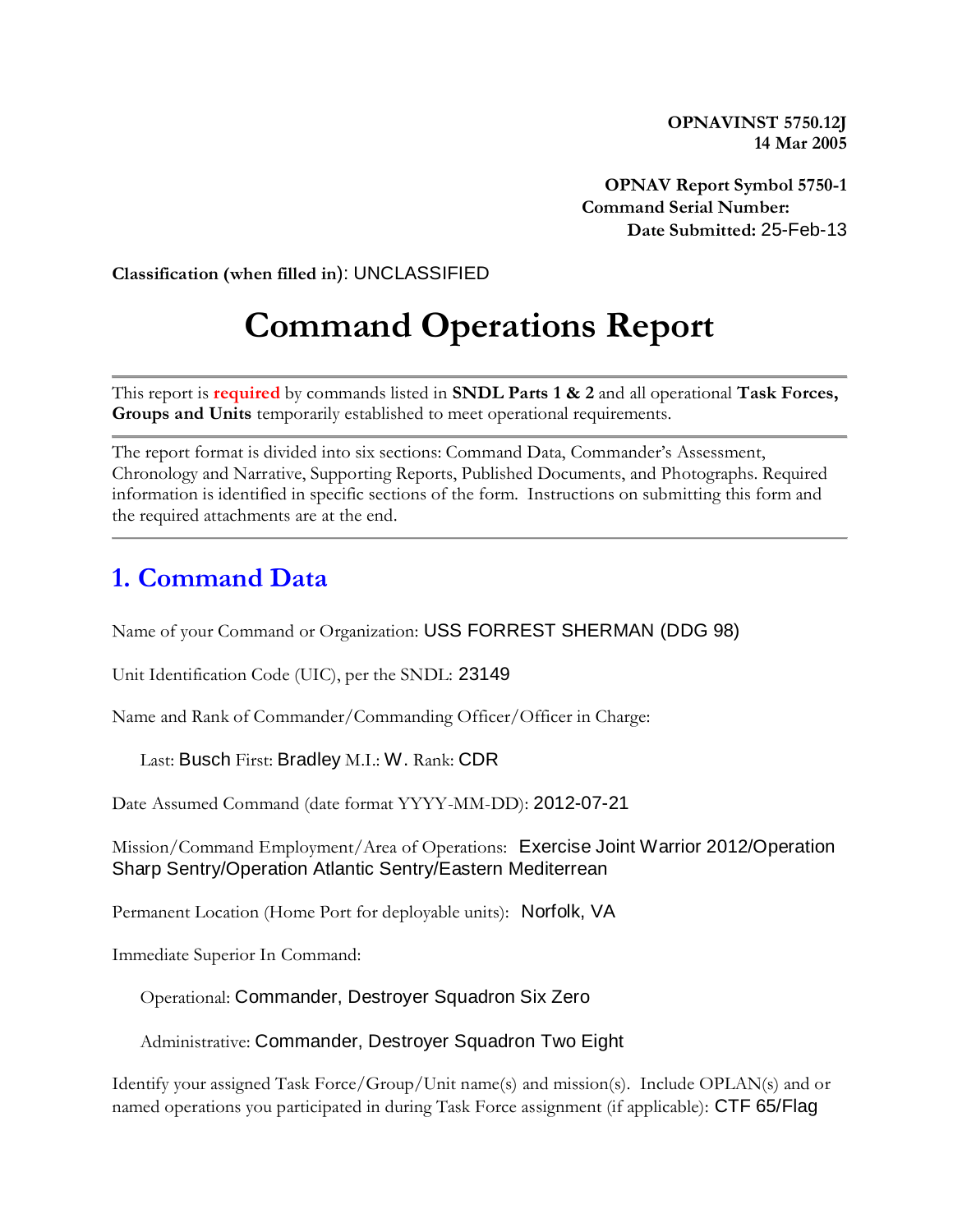**OPNAVINST 5750.12J**
**14 Mar 2005**

**OPNAV Report Symbol 5750-1**
**Command Serial Number:**
**Date Submitted:** 25-Feb-13

**Classification (when filled in)**: UNCLASSIFIED

# Command Operations Report

This report is **required** by commands listed in **SNDL Parts 1 & 2** and all operational **Task Forces, Groups and Units** temporarily established to meet operational requirements.

The report format is divided into six sections: Command Data, Commander's Assessment, Chronology and Narrative, Supporting Reports, Published Documents, and Photographs. Required information is identified in specific sections of the form. Instructions on submitting this form and the required attachments are at the end.

## 1. Command Data

Name of your Command or Organization: USS FORREST SHERMAN (DDG 98)

Unit Identification Code (UIC), per the SNDL: 23149

Name and Rank of Commander/Commanding Officer/Officer in Charge:

Last: Busch First: Bradley M.I.: W. Rank: CDR

Date Assumed Command (date format YYYY-MM-DD): 2012-07-21

Mission/Command Employment/Area of Operations: Exercise Joint Warrior 2012/Operation Sharp Sentry/Operation Atlantic Sentry/Eastern Mediterrean

Permanent Location (Home Port for deployable units): Norfolk, VA

Immediate Superior In Command:

Operational: Commander, Destroyer Squadron Six Zero

Administrative: Commander, Destroyer Squadron Two Eight

Identify your assigned Task Force/Group/Unit name(s) and mission(s). Include OPLAN(s) and or named operations you participated in during Task Force assignment (if applicable): CTF 65/Flag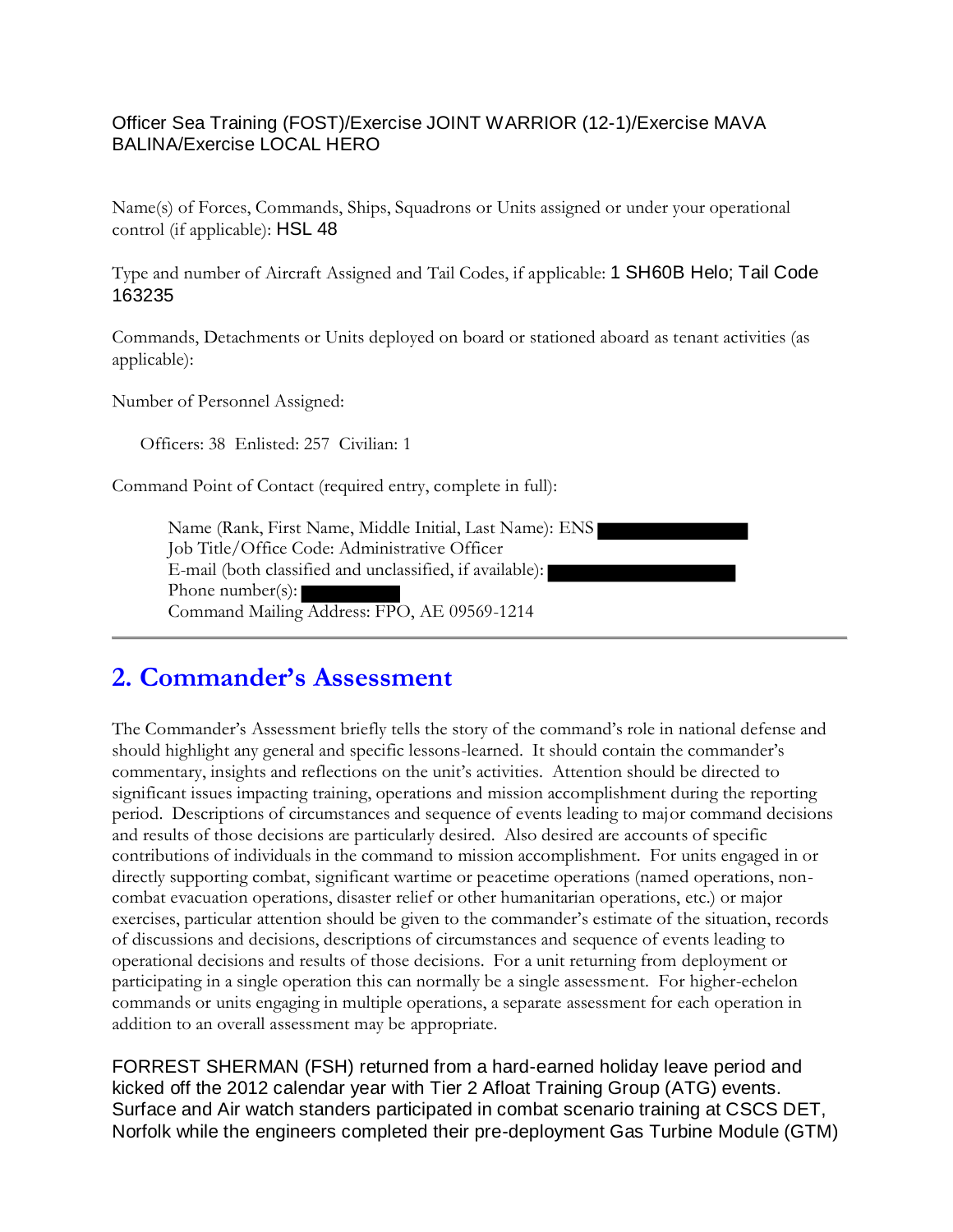Officer Sea Training (FOST)/Exercise JOINT WARRIOR (12-1)/Exercise MAVA BALINA/Exercise LOCAL HERO

Name(s) of Forces, Commands, Ships, Squadrons or Units assigned or under your operational control (if applicable): HSL 48

Type and number of Aircraft Assigned and Tail Codes, if applicable: 1 SH60B Helo; Tail Code 163235

Commands, Detachments or Units deployed on board or stationed aboard as tenant activities (as applicable):

Number of Personnel Assigned:

Officers: 38  Enlisted: 257  Civilian: 1

Command Point of Contact (required entry, complete in full):

Name (Rank, First Name, Middle Initial, Last Name): ENS ██████████
Job Title/Office Code: Administrative Officer
E-mail (both classified and unclassified, if available): ██████████
Phone number(s): ██████████
Command Mailing Address: FPO, AE 09569-1214

---

## 2. Commander's Assessment

The Commander's Assessment briefly tells the story of the command's role in national defense and should highlight any general and specific lessons-learned. It should contain the commander's commentary, insights and reflections on the unit's activities. Attention should be directed to significant issues impacting training, operations and mission accomplishment during the reporting period. Descriptions of circumstances and sequence of events leading to major command decisions and results of those decisions are particularly desired. Also desired are accounts of specific contributions of individuals in the command to mission accomplishment. For units engaged in or directly supporting combat, significant wartime or peacetime operations (named operations, non-combat evacuation operations, disaster relief or other humanitarian operations, etc.) or major exercises, particular attention should be given to the commander's estimate of the situation, records of discussions and decisions, descriptions of circumstances and sequence of events leading to operational decisions and results of those decisions. For a unit returning from deployment or participating in a single operation this can normally be a single assessment. For higher-echelon commands or units engaging in multiple operations, a separate assessment for each operation in addition to an overall assessment may be appropriate.

FORREST SHERMAN (FSH) returned from a hard-earned holiday leave period and kicked off the 2012 calendar year with Tier 2 Afloat Training Group (ATG) events. Surface and Air watch standers participated in combat scenario training at CSCS DET, Norfolk while the engineers completed their pre-deployment Gas Turbine Module (GTM)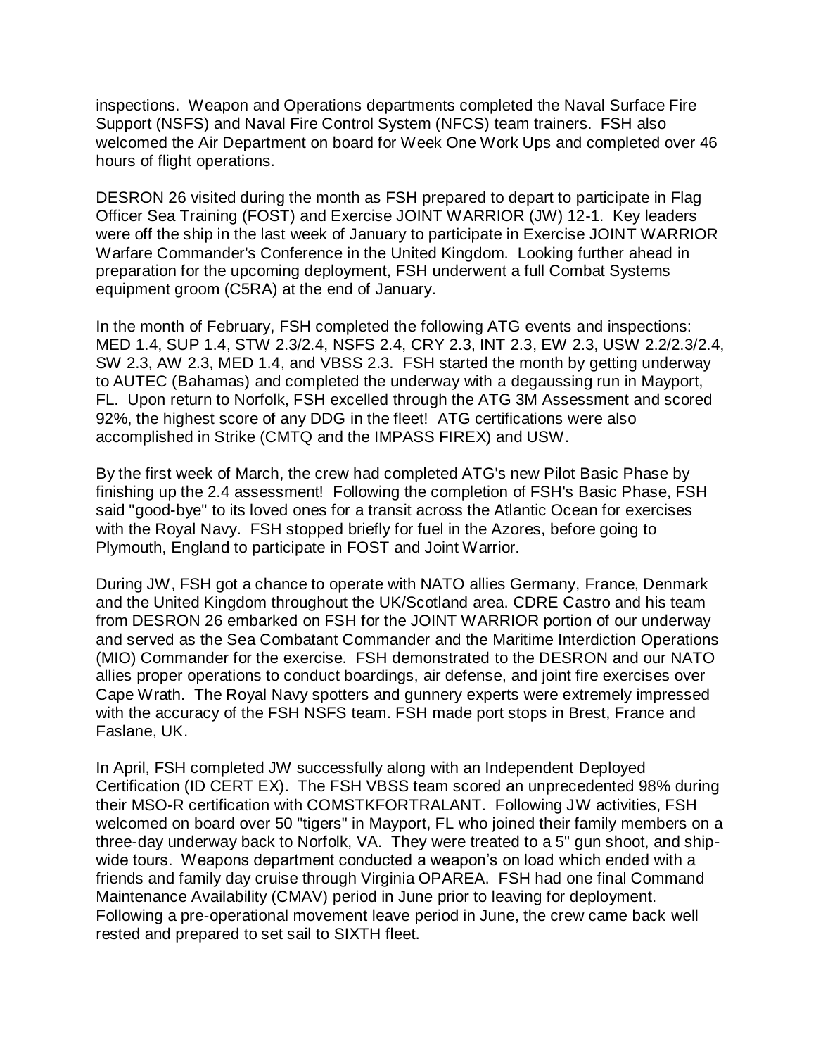inspections. Weapon and Operations departments completed the Naval Surface Fire Support (NSFS) and Naval Fire Control System (NFCS) team trainers. FSH also welcomed the Air Department on board for Week One Work Ups and completed over 46 hours of flight operations.

DESRON 26 visited during the month as FSH prepared to depart to participate in Flag Officer Sea Training (FOST) and Exercise JOINT WARRIOR (JW) 12-1. Key leaders were off the ship in the last week of January to participate in Exercise JOINT WARRIOR Warfare Commander's Conference in the United Kingdom. Looking further ahead in preparation for the upcoming deployment, FSH underwent a full Combat Systems equipment groom (C5RA) at the end of January.

In the month of February, FSH completed the following ATG events and inspections: MED 1.4, SUP 1.4, STW 2.3/2.4, NSFS 2.4, CRY 2.3, INT 2.3, EW 2.3, USW 2.2/2.3/2.4, SW 2.3, AW 2.3, MED 1.4, and VBSS 2.3. FSH started the month by getting underway to AUTEC (Bahamas) and completed the underway with a degaussing run in Mayport, FL. Upon return to Norfolk, FSH excelled through the ATG 3M Assessment and scored 92%, the highest score of any DDG in the fleet! ATG certifications were also accomplished in Strike (CMTQ and the IMPASS FIREX) and USW.

By the first week of March, the crew had completed ATG's new Pilot Basic Phase by finishing up the 2.4 assessment! Following the completion of FSH's Basic Phase, FSH said "good-bye" to its loved ones for a transit across the Atlantic Ocean for exercises with the Royal Navy. FSH stopped briefly for fuel in the Azores, before going to Plymouth, England to participate in FOST and Joint Warrior.

During JW, FSH got a chance to operate with NATO allies Germany, France, Denmark and the United Kingdom throughout the UK/Scotland area. CDRE Castro and his team from DESRON 26 embarked on FSH for the JOINT WARRIOR portion of our underway and served as the Sea Combatant Commander and the Maritime Interdiction Operations (MIO) Commander for the exercise. FSH demonstrated to the DESRON and our NATO allies proper operations to conduct boardings, air defense, and joint fire exercises over Cape Wrath. The Royal Navy spotters and gunnery experts were extremely impressed with the accuracy of the FSH NSFS team. FSH made port stops in Brest, France and Faslane, UK.

In April, FSH completed JW successfully along with an Independent Deployed Certification (ID CERT EX). The FSH VBSS team scored an unprecedented 98% during their MSO-R certification with COMSTKFORTRALANT. Following JW activities, FSH welcomed on board over 50 "tigers" in Mayport, FL who joined their family members on a three-day underway back to Norfolk, VA. They were treated to a 5" gun shoot, and ship-wide tours. Weapons department conducted a weapon's on load which ended with a friends and family day cruise through Virginia OPAREA. FSH had one final Command Maintenance Availability (CMAV) period in June prior to leaving for deployment. Following a pre-operational movement leave period in June, the crew came back well rested and prepared to set sail to SIXTH fleet.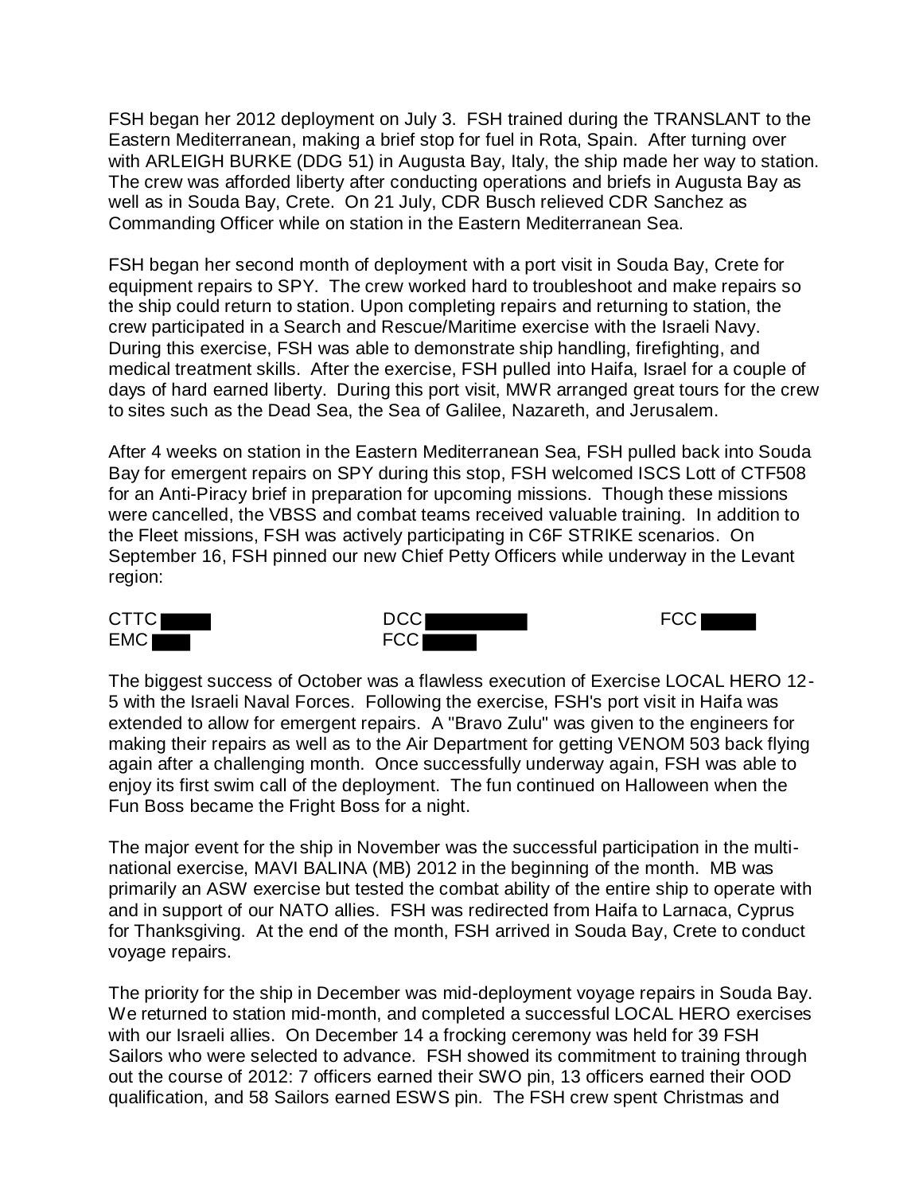FSH began her 2012 deployment on July 3. FSH trained during the TRANSLANT to the Eastern Mediterranean, making a brief stop for fuel in Rota, Spain. After turning over with ARLEIGH BURKE (DDG 51) in Augusta Bay, Italy, the ship made her way to station. The crew was afforded liberty after conducting operations and briefs in Augusta Bay as well as in Souda Bay, Crete. On 21 July, CDR Busch relieved CDR Sanchez as Commanding Officer while on station in the Eastern Mediterranean Sea.

FSH began her second month of deployment with a port visit in Souda Bay, Crete for equipment repairs to SPY. The crew worked hard to troubleshoot and make repairs so the ship could return to station. Upon completing repairs and returning to station, the crew participated in a Search and Rescue/Maritime exercise with the Israeli Navy. During this exercise, FSH was able to demonstrate ship handling, firefighting, and medical treatment skills. After the exercise, FSH pulled into Haifa, Israel for a couple of days of hard earned liberty. During this port visit, MWR arranged great tours for the crew to sites such as the Dead Sea, the Sea of Galilee, Nazareth, and Jerusalem.

After 4 weeks on station in the Eastern Mediterranean Sea, FSH pulled back into Souda Bay for emergent repairs on SPY during this stop, FSH welcomed ISCS Lott of CTF508 for an Anti-Piracy brief in preparation for upcoming missions. Though these missions were cancelled, the VBSS and combat teams received valuable training. In addition to the Fleet missions, FSH was actively participating in C6F STRIKE scenarios. On September 16, FSH pinned our new Chief Petty Officers while underway in the Levant region:

CTTC [REDACTED] DCC [REDACTED] FCC [REDACTED]
EMC [REDACTED] FCC [REDACTED]

The biggest success of October was a flawless execution of Exercise LOCAL HERO 12-5 with the Israeli Naval Forces. Following the exercise, FSH's port visit in Haifa was extended to allow for emergent repairs. A "Bravo Zulu" was given to the engineers for making their repairs as well as to the Air Department for getting VENOM 503 back flying again after a challenging month. Once successfully underway again, FSH was able to enjoy its first swim call of the deployment. The fun continued on Halloween when the Fun Boss became the Fright Boss for a night.

The major event for the ship in November was the successful participation in the multi-national exercise, MAVI BALINA (MB) 2012 in the beginning of the month. MB was primarily an ASW exercise but tested the combat ability of the entire ship to operate with and in support of our NATO allies. FSH was redirected from Haifa to Larnaca, Cyprus for Thanksgiving. At the end of the month, FSH arrived in Souda Bay, Crete to conduct voyage repairs.

The priority for the ship in December was mid-deployment voyage repairs in Souda Bay. We returned to station mid-month, and completed a successful LOCAL HERO exercises with our Israeli allies. On December 14 a frocking ceremony was held for 39 FSH Sailors who were selected to advance. FSH showed its commitment to training through out the course of 2012: 7 officers earned their SWO pin, 13 officers earned their OOD qualification, and 58 Sailors earned ESWS pin. The FSH crew spent Christmas and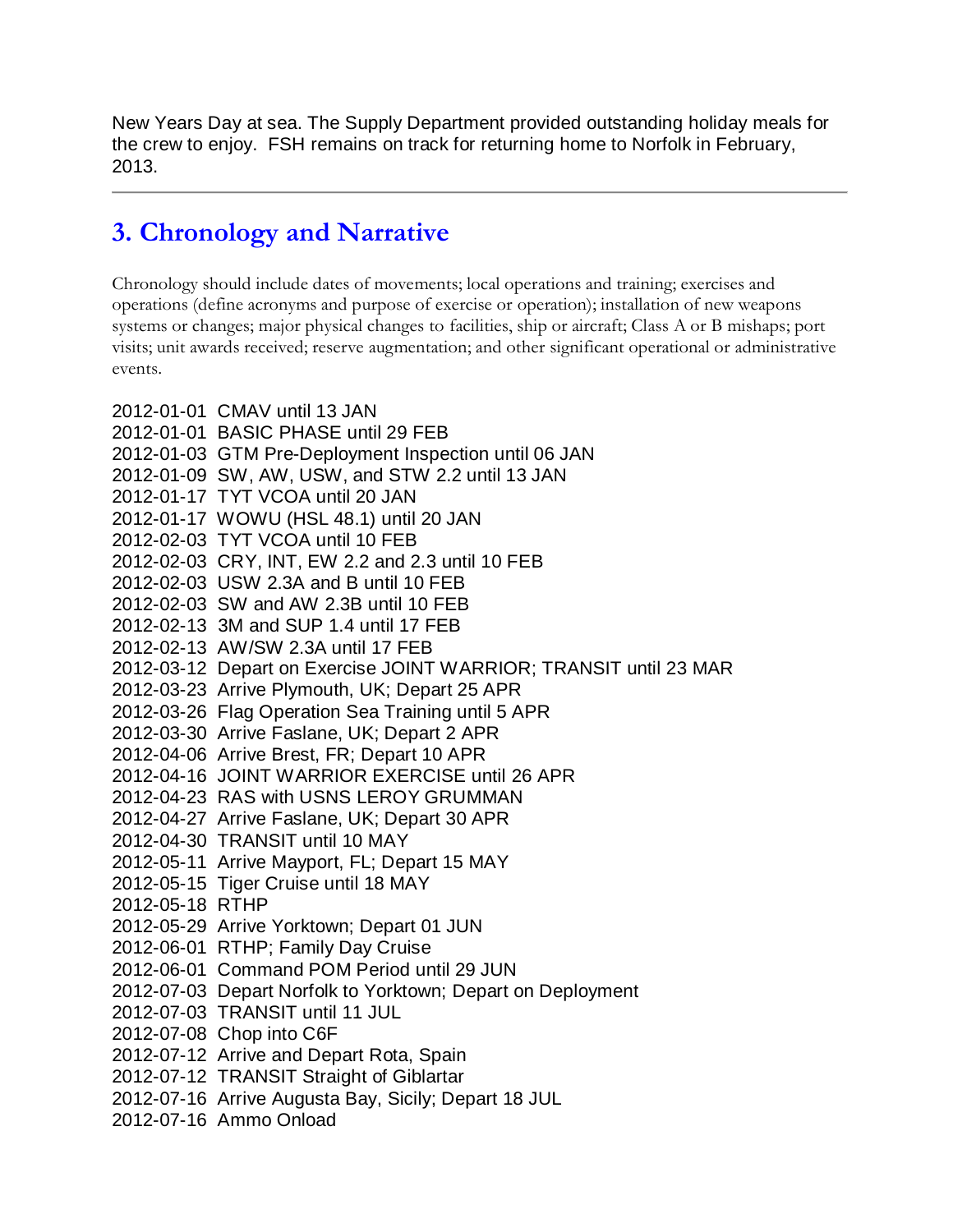New Years Day at sea. The Supply Department provided outstanding holiday meals for the crew to enjoy. FSH remains on track for returning home to Norfolk in February, 2013.

---

## 3. Chronology and Narrative

Chronology should include dates of movements; local operations and training; exercises and operations (define acronyms and purpose of exercise or operation); installation of new weapons systems or changes; major physical changes to facilities, ship or aircraft; Class A or B mishaps; port visits; unit awards received; reserve augmentation; and other significant operational or administrative events.

2012-01-01 CMAV until 13 JAN
2012-01-01 BASIC PHASE until 29 FEB
2012-01-03 GTM Pre-Deployment Inspection until 06 JAN
2012-01-09 SW, AW, USW, and STW 2.2 until 13 JAN
2012-01-17 TYT VCOA until 20 JAN
2012-01-17 WOWU (HSL 48.1) until 20 JAN
2012-02-03 TYT VCOA until 10 FEB
2012-02-03 CRY, INT, EW 2.2 and 2.3 until 10 FEB
2012-02-03 USW 2.3A and B until 10 FEB
2012-02-03 SW and AW 2.3B until 10 FEB
2012-02-13 3M and SUP 1.4 until 17 FEB
2012-02-13 AW/SW 2.3A until 17 FEB
2012-03-12 Depart on Exercise JOINT WARRIOR; TRANSIT until 23 MAR
2012-03-23 Arrive Plymouth, UK; Depart 25 APR
2012-03-26 Flag Operation Sea Training until 5 APR
2012-03-30 Arrive Faslane, UK; Depart 2 APR
2012-04-06 Arrive Brest, FR; Depart 10 APR
2012-04-16 JOINT WARRIOR EXERCISE until 26 APR
2012-04-23 RAS with USNS LEROY GRUMMAN
2012-04-27 Arrive Faslane, UK; Depart 30 APR
2012-04-30 TRANSIT until 10 MAY
2012-05-11 Arrive Mayport, FL; Depart 15 MAY
2012-05-15 Tiger Cruise until 18 MAY
2012-05-18 RTHP
2012-05-29 Arrive Yorktown; Depart 01 JUN
2012-06-01 RTHP; Family Day Cruise
2012-06-01 Command POM Period until 29 JUN
2012-07-03 Depart Norfolk to Yorktown; Depart on Deployment
2012-07-03 TRANSIT until 11 JUL
2012-07-08 Chop into C6F
2012-07-12 Arrive and Depart Rota, Spain
2012-07-12 TRANSIT Straight of Giblartar
2012-07-16 Arrive Augusta Bay, Sicily; Depart 18 JUL
2012-07-16 Ammo Onload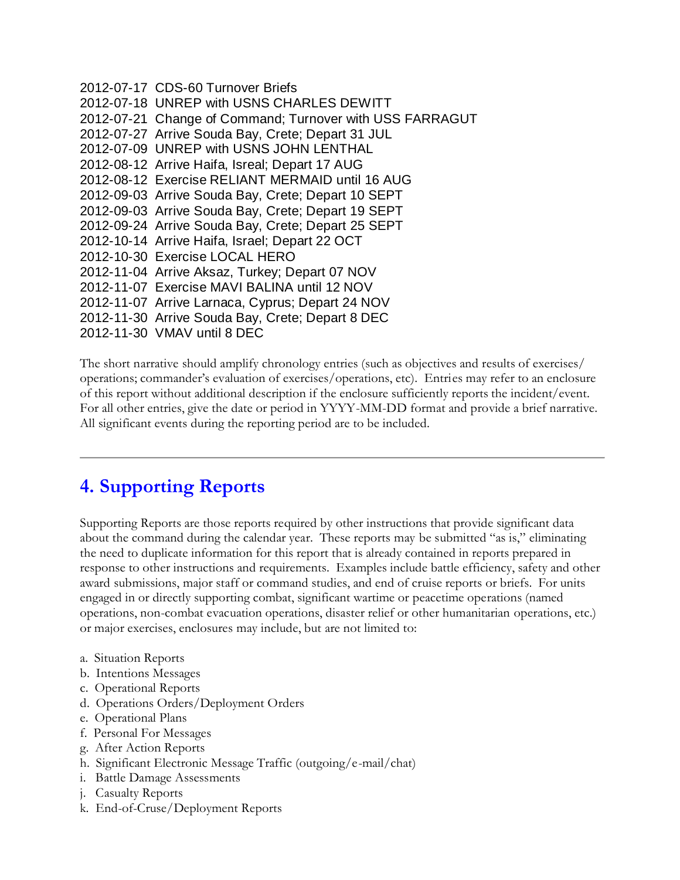2012-07-17 CDS-60 Turnover Briefs
2012-07-18 UNREP with USNS CHARLES DEWITT
2012-07-21 Change of Command; Turnover with USS FARRAGUT
2012-07-27 Arrive Souda Bay, Crete; Depart 31 JUL
2012-07-09 UNREP with USNS JOHN LENTHAL
2012-08-12 Arrive Haifa, Isreal; Depart 17 AUG
2012-08-12 Exercise RELIANT MERMAID until 16 AUG
2012-09-03 Arrive Souda Bay, Crete; Depart 10 SEPT
2012-09-03 Arrive Souda Bay, Crete; Depart 19 SEPT
2012-09-24 Arrive Souda Bay, Crete; Depart 25 SEPT
2012-10-14 Arrive Haifa, Israel; Depart 22 OCT
2012-10-30 Exercise LOCAL HERO
2012-11-04 Arrive Aksaz, Turkey; Depart 07 NOV
2012-11-07 Exercise MAVI BALINA until 12 NOV
2012-11-07 Arrive Larnaca, Cyprus; Depart 24 NOV
2012-11-30 Arrive Souda Bay, Crete; Depart 8 DEC
2012-11-30 VMAV until 8 DEC

The short narrative should amplify chronology entries (such as objectives and results of exercises/operations; commander's evaluation of exercises/operations, etc). Entries may refer to an enclosure of this report without additional description if the enclosure sufficiently reports the incident/event. For all other entries, give the date or period in YYYY-MM-DD format and provide a brief narrative. All significant events during the reporting period are to be included.

---

## 4. Supporting Reports

Supporting Reports are those reports required by other instructions that provide significant data about the command during the calendar year. These reports may be submitted "as is," eliminating the need to duplicate information for this report that is already contained in reports prepared in response to other instructions and requirements. Examples include battle efficiency, safety and other award submissions, major staff or command studies, and end of cruise reports or briefs. For units engaged in or directly supporting combat, significant wartime or peacetime operations (named operations, non-combat evacuation operations, disaster relief or other humanitarian operations, etc.) or major exercises, enclosures may include, but are not limited to:

a. Situation Reports
b. Intentions Messages
c. Operational Reports
d. Operations Orders/Deployment Orders
e. Operational Plans
f. Personal For Messages
g. After Action Reports
h. Significant Electronic Message Traffic (outgoing/e-mail/chat)
i. Battle Damage Assessments
j. Casualty Reports
k. End-of-Cruse/Deployment Reports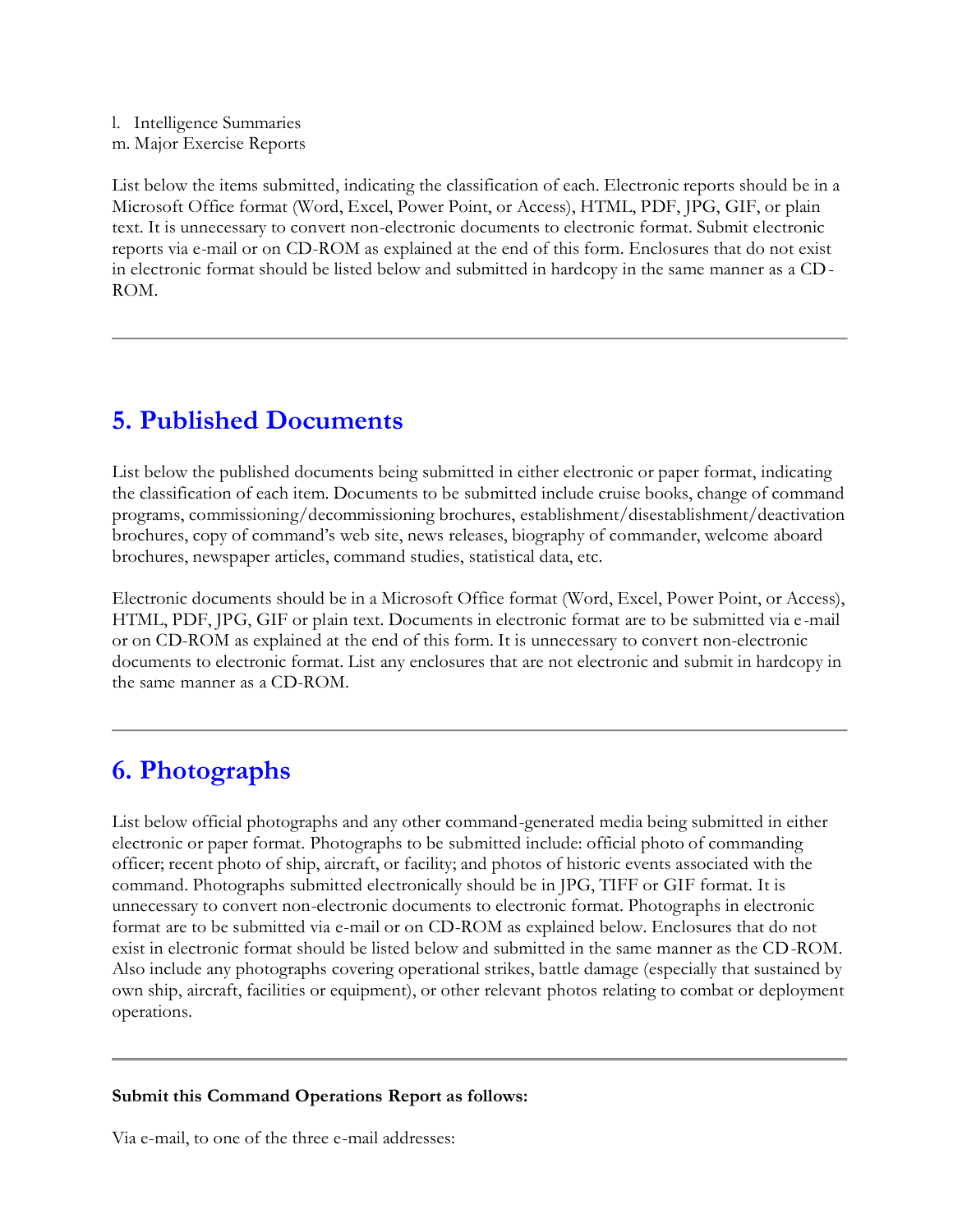l. Intelligence Summaries
m. Major Exercise Reports

List below the items submitted, indicating the classification of each. Electronic reports should be in a Microsoft Office format (Word, Excel, Power Point, or Access), HTML, PDF, JPG, GIF, or plain text. It is unnecessary to convert non-electronic documents to electronic format. Submit electronic reports via e-mail or on CD-ROM as explained at the end of this form. Enclosures that do not exist in electronic format should be listed below and submitted in hardcopy in the same manner as a CD-ROM.

---

## 5. Published Documents

List below the published documents being submitted in either electronic or paper format, indicating the classification of each item. Documents to be submitted include cruise books, change of command programs, commissioning/decommissioning brochures, establishment/disestablishment/deactivation brochures, copy of command's web site, news releases, biography of commander, welcome aboard brochures, newspaper articles, command studies, statistical data, etc.

Electronic documents should be in a Microsoft Office format (Word, Excel, Power Point, or Access), HTML, PDF, JPG, GIF or plain text. Documents in electronic format are to be submitted via e-mail or on CD-ROM as explained at the end of this form. It is unnecessary to convert non-electronic documents to electronic format. List any enclosures that are not electronic and submit in hardcopy in the same manner as a CD-ROM.

---

## 6. Photographs

List below official photographs and any other command-generated media being submitted in either electronic or paper format. Photographs to be submitted include: official photo of commanding officer; recent photo of ship, aircraft, or facility; and photos of historic events associated with the command. Photographs submitted electronically should be in JPG, TIFF or GIF format. It is unnecessary to convert non-electronic documents to electronic format. Photographs in electronic format are to be submitted via e-mail or on CD-ROM as explained below. Enclosures that do not exist in electronic format should be listed below and submitted in the same manner as the CD-ROM. Also include any photographs covering operational strikes, battle damage (especially that sustained by own ship, aircraft, facilities or equipment), or other relevant photos relating to combat or deployment operations.

---

**Submit this Command Operations Report as follows:**

Via e-mail, to one of the three e-mail addresses: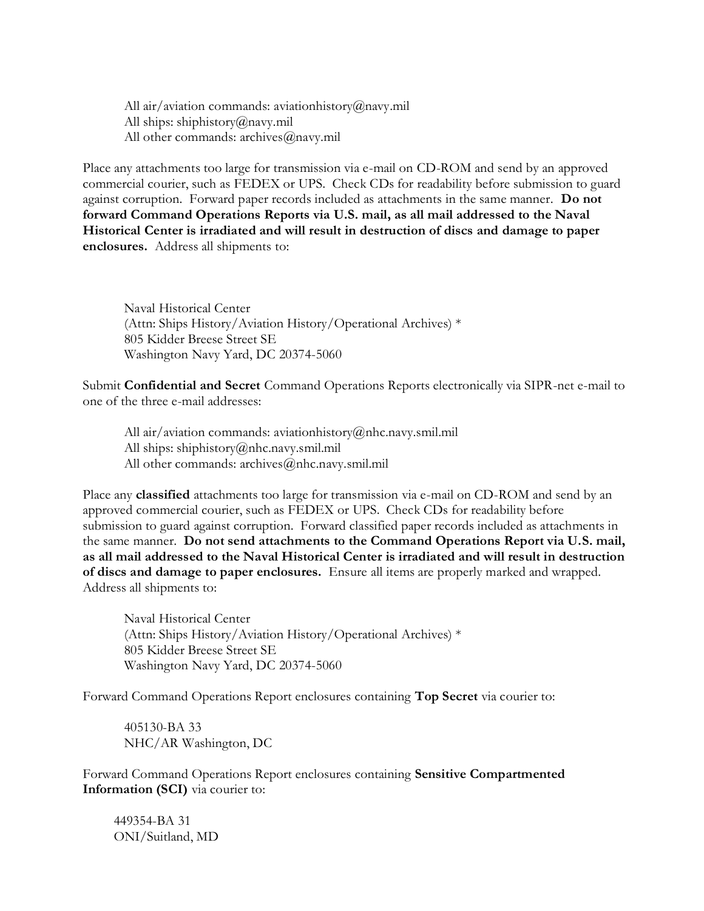All air/aviation commands: aviationhistory@navy.mil
All ships: shiphistory@navy.mil
All other commands: archives@navy.mil

Place any attachments too large for transmission via e-mail on CD-ROM and send by an approved commercial courier, such as FEDEX or UPS. Check CDs for readability before submission to guard against corruption. Forward paper records included as attachments in the same manner. **Do not forward Command Operations Reports via U.S. mail, as all mail addressed to the Naval Historical Center is irradiated and will result in destruction of discs and damage to paper enclosures.** Address all shipments to:

Naval Historical Center
(Attn: Ships History/Aviation History/Operational Archives) *
805 Kidder Breese Street SE
Washington Navy Yard, DC 20374-5060

Submit **Confidential and Secret** Command Operations Reports electronically via SIPR-net e-mail to one of the three e-mail addresses:

All air/aviation commands: aviationhistory@nhc.navy.smil.mil
All ships: shiphistory@nhc.navy.smil.mil
All other commands: archives@nhc.navy.smil.mil

Place any **classified** attachments too large for transmission via e-mail on CD-ROM and send by an approved commercial courier, such as FEDEX or UPS. Check CDs for readability before submission to guard against corruption. Forward classified paper records included as attachments in the same manner. **Do not send attachments to the Command Operations Report via U.S. mail, as all mail addressed to the Naval Historical Center is irradiated and will result in destruction of discs and damage to paper enclosures.** Ensure all items are properly marked and wrapped. Address all shipments to:

Naval Historical Center
(Attn: Ships History/Aviation History/Operational Archives) *
805 Kidder Breese Street SE
Washington Navy Yard, DC 20374-5060

Forward Command Operations Report enclosures containing **Top Secret** via courier to:

405130-BA 33
NHC/AR Washington, DC

Forward Command Operations Report enclosures containing **Sensitive Compartmented Information (SCI)** via courier to:

449354-BA 31
ONI/Suitland, MD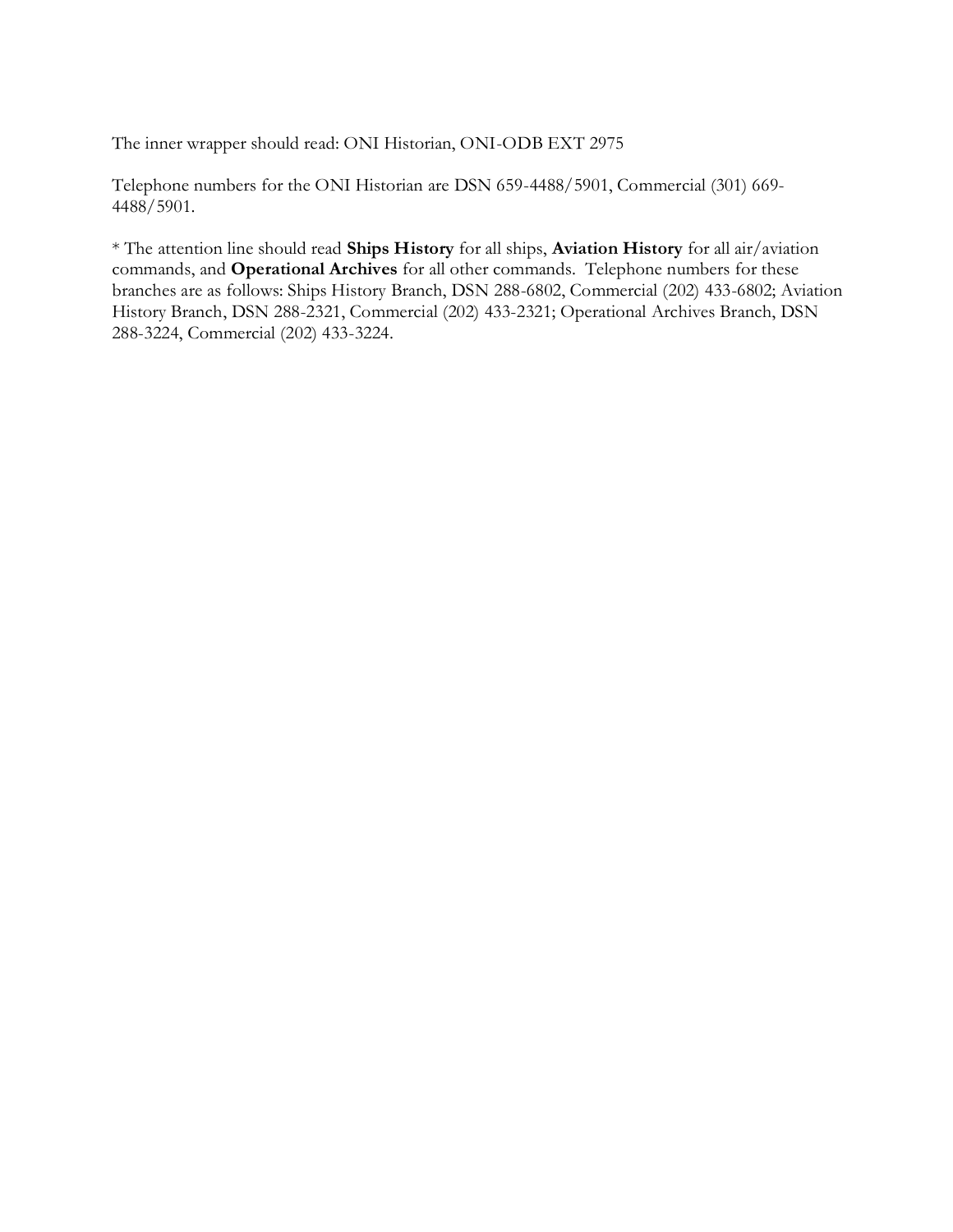The inner wrapper should read: ONI Historian, ONI-ODB EXT 2975

Telephone numbers for the ONI Historian are DSN 659-4488/5901, Commercial (301) 669-4488/5901.

* The attention line should read **Ships History** for all ships, **Aviation History** for all air/aviation commands, and **Operational Archives** for all other commands. Telephone numbers for these branches are as follows: Ships History Branch, DSN 288-6802, Commercial (202) 433-6802; Aviation History Branch, DSN 288-2321, Commercial (202) 433-2321; Operational Archives Branch, DSN 288-3224, Commercial (202) 433-3224.